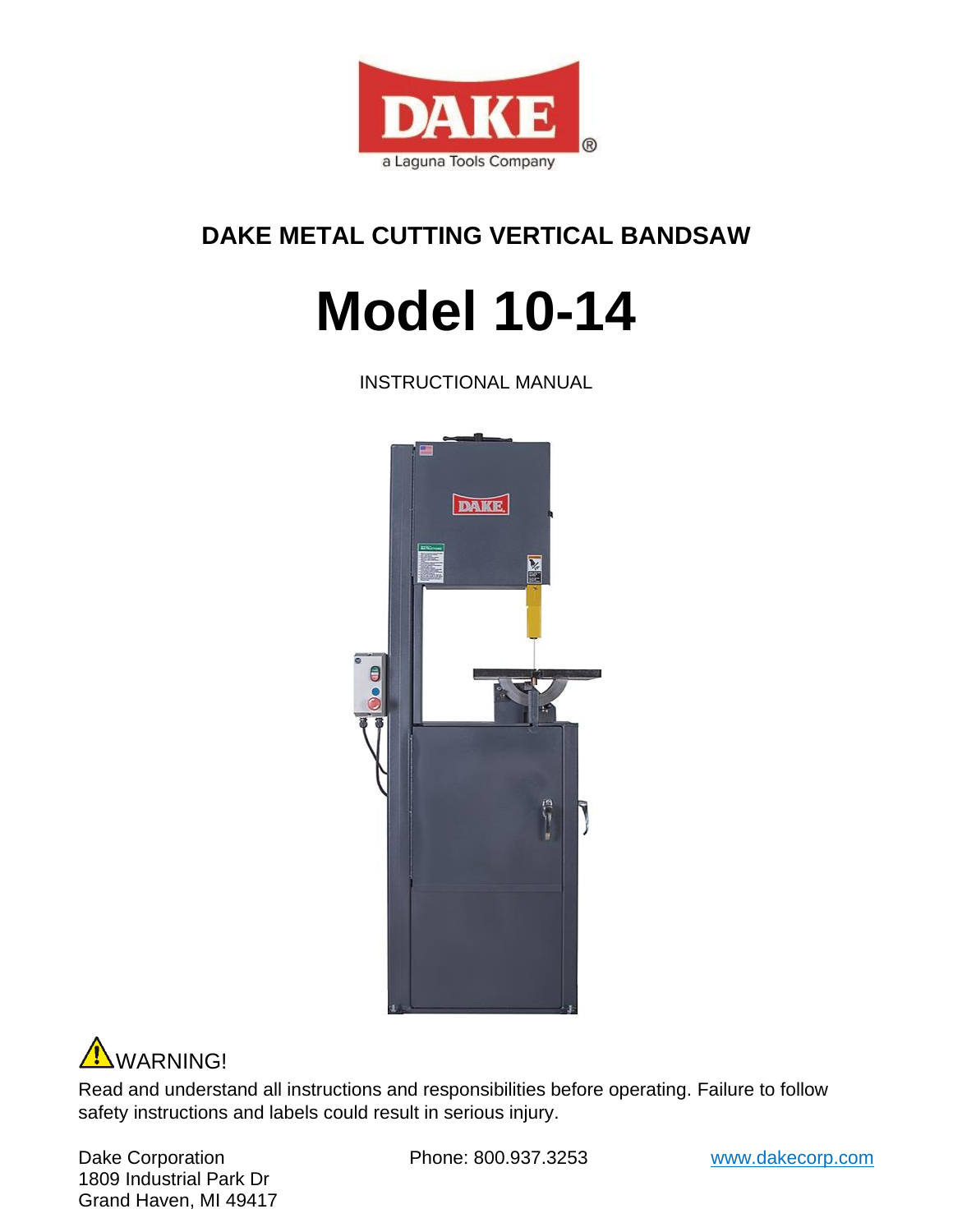DAKE

a Laguna Tools Company

## DAKE METAL CUTTING VERTICAL BANDSAW

# Model 10-14

INSTRUCTIONAL MANUAL

⚠ WARNING!

Read and understand all instructions and responsibilities before operating. Failure to follow safety instructions and labels could result in serious injury.

Dake Corporation
1809 Industrial Park Dr
Grand Haven, MI 49417

Phone: 800.937.3253

www.dakecorp.com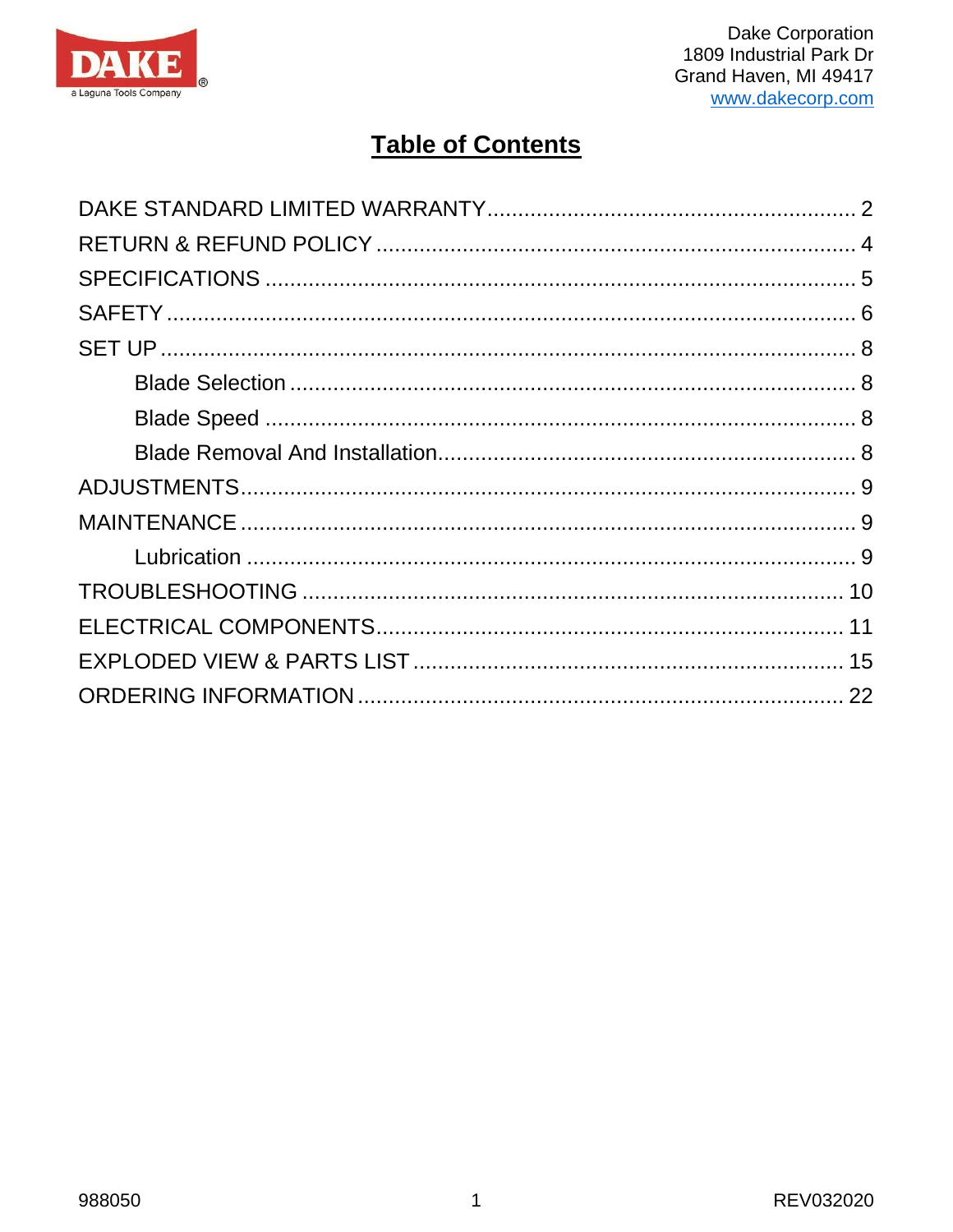Dake Corporation
1809 Industrial Park Dr
Grand Haven, MI 49417
www.dakecorp.com

# Table of Contents

- DAKE STANDARD LIMITED WARRANTY ........ 2
- RETURN & REFUND POLICY ........ 4
- SPECIFICATIONS ........ 5
- SAFETY ........ 6
- SET UP ........ 8
  - Blade Selection ........ 8
  - Blade Speed ........ 8
  - Blade Removal And Installation ........ 8
- ADJUSTMENTS ........ 9
- MAINTENANCE ........ 9
  - Lubrication ........ 9
- TROUBLESHOOTING ........ 10
- ELECTRICAL COMPONENTS ........ 11
- EXPLODED VIEW & PARTS LIST ........ 15
- ORDERING INFORMATION ........ 22

988050 REV032020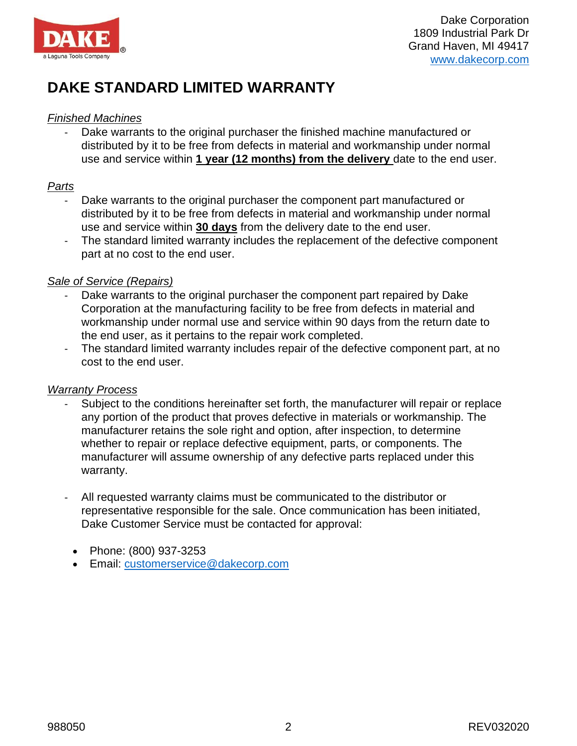Dake Corporation
1809 Industrial Park Dr
Grand Haven, MI 49417
www.dakecorp.com

# DAKE STANDARD LIMITED WARRANTY

*Finished Machines*

- Dake warrants to the original purchaser the finished machine manufactured or distributed by it to be free from defects in material and workmanship under normal use and service within **1 year (12 months) from the delivery** date to the end user.

*Parts*

- Dake warrants to the original purchaser the component part manufactured or distributed by it to be free from defects in material and workmanship under normal use and service within **30 days** from the delivery date to the end user.
- The standard limited warranty includes the replacement of the defective component part at no cost to the end user.

*Sale of Service (Repairs)*

- Dake warrants to the original purchaser the component part repaired by Dake Corporation at the manufacturing facility to be free from defects in material and workmanship under normal use and service within 90 days from the return date to the end user, as it pertains to the repair work completed.
- The standard limited warranty includes repair of the defective component part, at no cost to the end user.

*Warranty Process*

- Subject to the conditions hereinafter set forth, the manufacturer will repair or replace any portion of the product that proves defective in materials or workmanship. The manufacturer retains the sole right and option, after inspection, to determine whether to repair or replace defective equipment, parts, or components. The manufacturer will assume ownership of any defective parts replaced under this warranty.

- All requested warranty claims must be communicated to the distributor or representative responsible for the sale. Once communication has been initiated, Dake Customer Service must be contacted for approval:

  - Phone: (800) 937-3253
  - Email: customerservice@dakecorp.com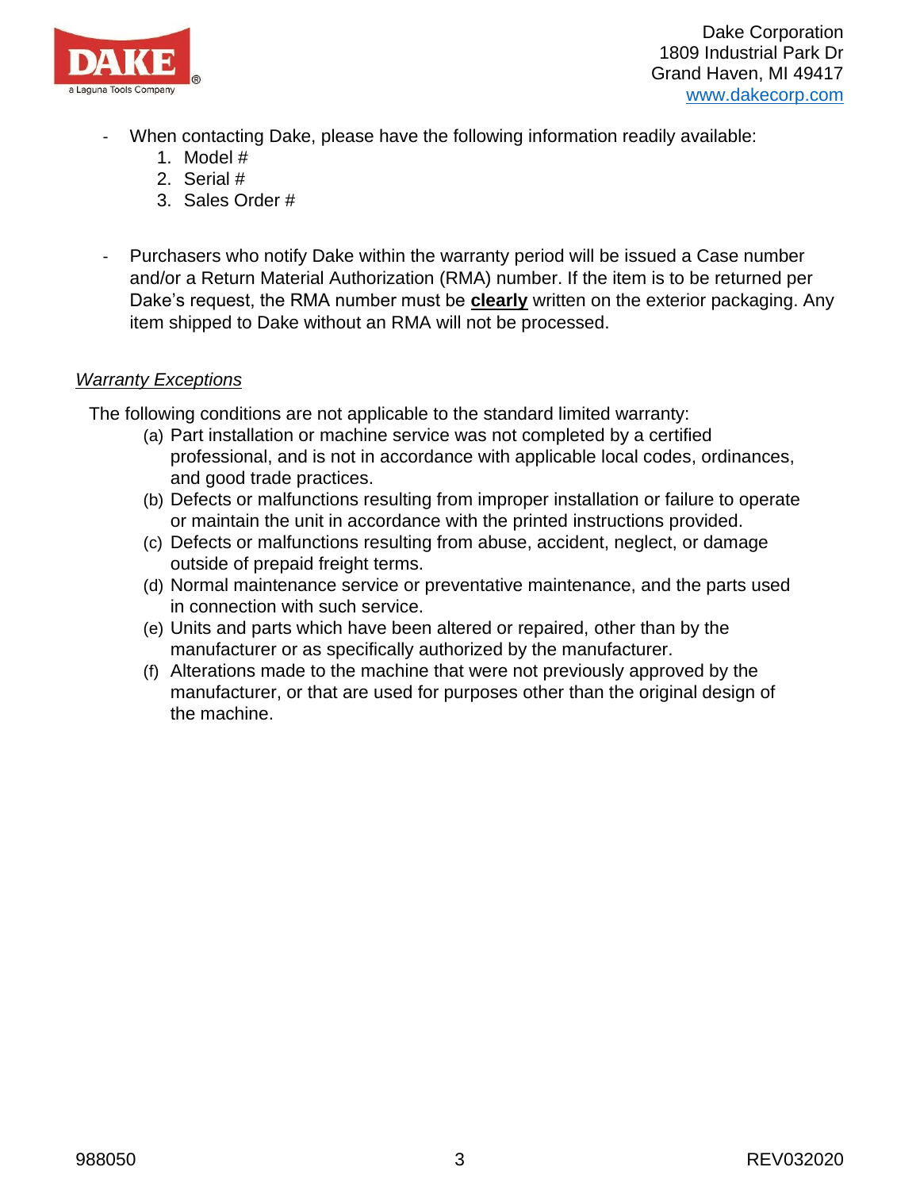- When contacting Dake, please have the following information readily available:
    1. Model #
    2. Serial #
    3. Sales Order #

- Purchasers who notify Dake within the warranty period will be issued a Case number and/or a Return Material Authorization (RMA) number. If the item is to be returned per Dake's request, the RMA number must be **clearly** written on the exterior packaging. Any item shipped to Dake without an RMA will not be processed.

### *Warranty Exceptions*

The following conditions are not applicable to the standard limited warranty:

(a) Part installation or machine service was not completed by a certified professional, and is not in accordance with applicable local codes, ordinances, and good trade practices.

(b) Defects or malfunctions resulting from improper installation or failure to operate or maintain the unit in accordance with the printed instructions provided.

(c) Defects or malfunctions resulting from abuse, accident, neglect, or damage outside of prepaid freight terms.

(d) Normal maintenance service or preventative maintenance, and the parts used in connection with such service.

(e) Units and parts which have been altered or repaired, other than by the manufacturer or as specifically authorized by the manufacturer.

(f) Alterations made to the machine that were not previously approved by the manufacturer, or that are used for purposes other than the original design of the machine.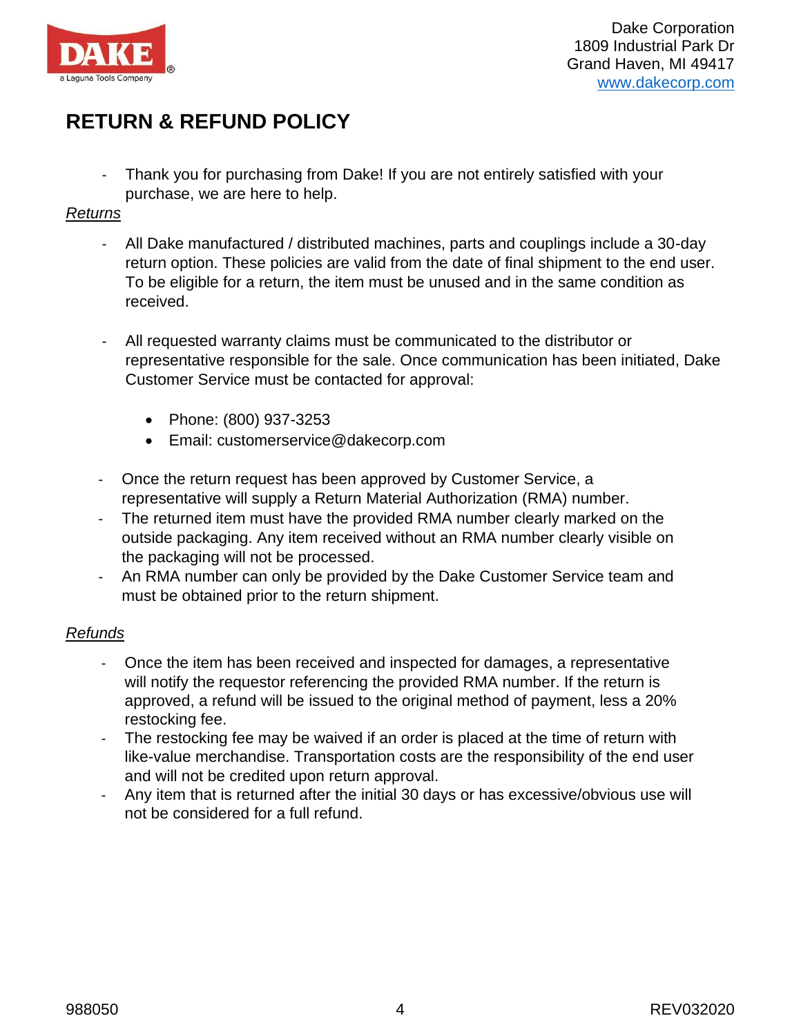Dake Corporation
1809 Industrial Park Dr
Grand Haven, MI 49417
www.dakecorp.com

# RETURN & REFUND POLICY

- Thank you for purchasing from Dake! If you are not entirely satisfied with your purchase, we are here to help.

*Returns*

- All Dake manufactured / distributed machines, parts and couplings include a 30-day return option. These policies are valid from the date of final shipment to the end user. To be eligible for a return, the item must be unused and in the same condition as received.

- All requested warranty claims must be communicated to the distributor or representative responsible for the sale. Once communication has been initiated, Dake Customer Service must be contacted for approval:

  - Phone: (800) 937-3253
  - Email: customerservice@dakecorp.com

- Once the return request has been approved by Customer Service, a representative will supply a Return Material Authorization (RMA) number.
- The returned item must have the provided RMA number clearly marked on the outside packaging. Any item received without an RMA number clearly visible on the packaging will not be processed.
- An RMA number can only be provided by the Dake Customer Service team and must be obtained prior to the return shipment.

*Refunds*

- Once the item has been received and inspected for damages, a representative will notify the requestor referencing the provided RMA number. If the return is approved, a refund will be issued to the original method of payment, less a 20% restocking fee.
- The restocking fee may be waived if an order is placed at the time of return with like-value merchandise. Transportation costs are the responsibility of the end user and will not be credited upon return approval.
- Any item that is returned after the initial 30 days or has excessive/obvious use will not be considered for a full refund.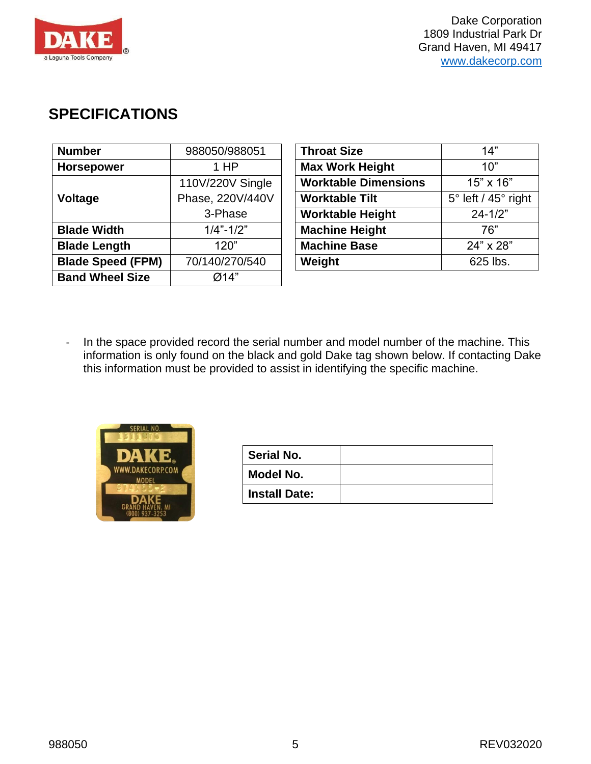Dake Corporation
1809 Industrial Park Dr
Grand Haven, MI 49417
www.dakecorp.com

## SPECIFICATIONS

| **Number** | 988050/988051 |
|---|---|
| **Horsepower** | 1 HP |
| **Voltage** | 110V/220V Single Phase, 220V/440V 3-Phase |
| **Blade Width** | 1/4"-1/2" |
| **Blade Length** | 120" |
| **Blade Speed (FPM)** | 70/140/270/540 |
| **Band Wheel Size** | Ø14" |

| **Throat Size** | 14" |
|---|---|
| **Max Work Height** | 10" |
| **Worktable Dimensions** | 15" x 16" |
| **Worktable Tilt** | 5° left / 45° right |
| **Worktable Height** | 24-1/2" |
| **Machine Height** | 76" |
| **Machine Base** | 24" x 28" |
| **Weight** | 625 lbs. |

- In the space provided record the serial number and model number of the machine. This information is only found on the black and gold Dake tag shown below. If contacting Dake this information must be provided to assist in identifying the specific machine.

| **Serial No.** | |
|---|---|
| **Model No.** | |
| **Install Date:** | |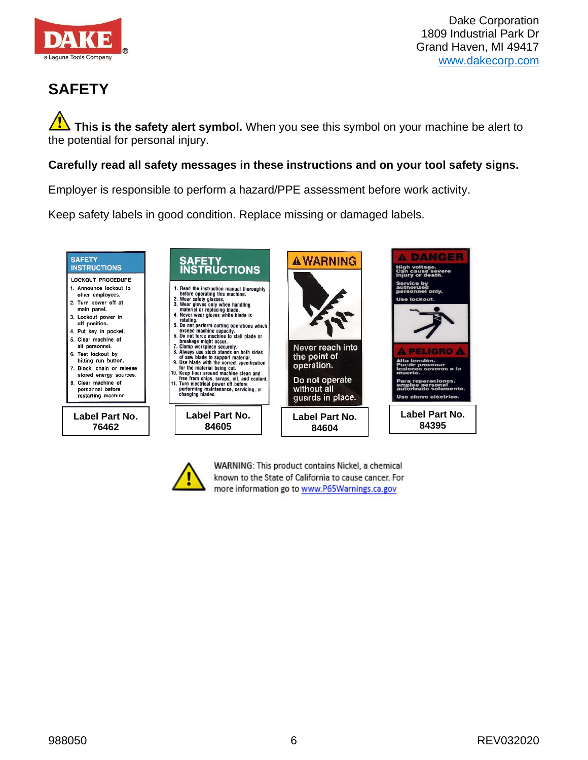Dake Corporation
1809 Industrial Park Dr
Grand Haven, MI 49417
www.dakecorp.com

# SAFETY

⚠ **This is the safety alert symbol.** When you see this symbol on your machine be alert to the potential for personal injury.

**Carefully read all safety messages in these instructions and on your tool safety signs.**

Employer is responsible to perform a hazard/PPE assessment before work activity.

Keep safety labels in good condition. Replace missing or damaged labels.

**SAFETY INSTRUCTIONS**

LOCKOUT PROCEDURE

1. Announce lockout to other employees.
2. Turn power off at main panel.
3. Lockout power in off position.
4. Put key in pocket.
5. Clear machine of all personnel.
6. Test lockout by hitting run button.
7. Block, chain or release stored energy sources.
8. Clear machine of personnel before restarting machine.

**Label Part No. 76462**

**SAFETY INSTRUCTIONS**

1. Read the instruction manual thoroughly before operating this machine.
2. Wear safety glasses.
3. Wear gloves only when handling material or replacing blade.
4. Never wear gloves while blade is rotating.
5. Do not perform cutting operations which exceed machine capacity.
6. Do not force machine to stall blade or breakage might occur.
7. Clamp workpiece securely.
8. Always use stock stands on both sides of saw blade to support material.
9. Use blade with the correct specification for the material being cut.
10. Keep floor around machine clean and free from chips, scraps, oil, and coolant.
11. Turn electrical power off before performing maintenance, servicing, or changing blades.

**Label Part No. 84605**

**⚠ WARNING**

Never reach into the point of operation.

Do not operate without all guards in place.

**Label Part No. 84604**

**⚠ DANGER**

High voltage. Can cause severe injury or death.

Service by authorized personnel only.

Use lockout.

**⚠ PELIGRO ⚠**

Alta tensión. Puede provocar lesiones severas o la muerte.

Para reparaciones, empleo personal autorizado solamente.

Uso cierre eléctrico.

**Label Part No. 84395**

⚠ WARNING: This product contains Nickel, a chemical known to the State of California to cause cancer. For more information go to www.P65Warnings.ca.gov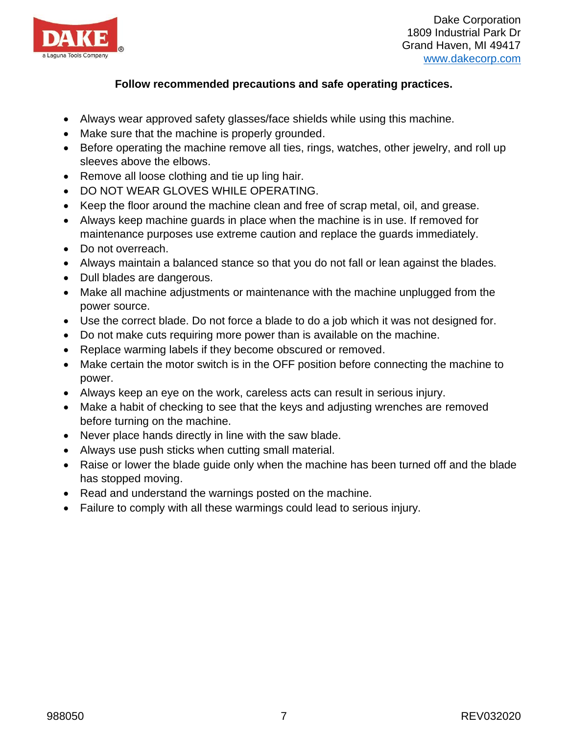**Follow recommended precautions and safe operating practices.**

- Always wear approved safety glasses/face shields while using this machine.
- Make sure that the machine is properly grounded.
- Before operating the machine remove all ties, rings, watches, other jewelry, and roll up sleeves above the elbows.
- Remove all loose clothing and tie up ling hair.
- DO NOT WEAR GLOVES WHILE OPERATING.
- Keep the floor around the machine clean and free of scrap metal, oil, and grease.
- Always keep machine guards in place when the machine is in use. If removed for maintenance purposes use extreme caution and replace the guards immediately.
- Do not overreach.
- Always maintain a balanced stance so that you do not fall or lean against the blades.
- Dull blades are dangerous.
- Make all machine adjustments or maintenance with the machine unplugged from the power source.
- Use the correct blade. Do not force a blade to do a job which it was not designed for.
- Do not make cuts requiring more power than is available on the machine.
- Replace warming labels if they become obscured or removed.
- Make certain the motor switch is in the OFF position before connecting the machine to power.
- Always keep an eye on the work, careless acts can result in serious injury.
- Make a habit of checking to see that the keys and adjusting wrenches are removed before turning on the machine.
- Never place hands directly in line with the saw blade.
- Always use push sticks when cutting small material.
- Raise or lower the blade guide only when the machine has been turned off and the blade has stopped moving.
- Read and understand the warnings posted on the machine.
- Failure to comply with all these warmings could lead to serious injury.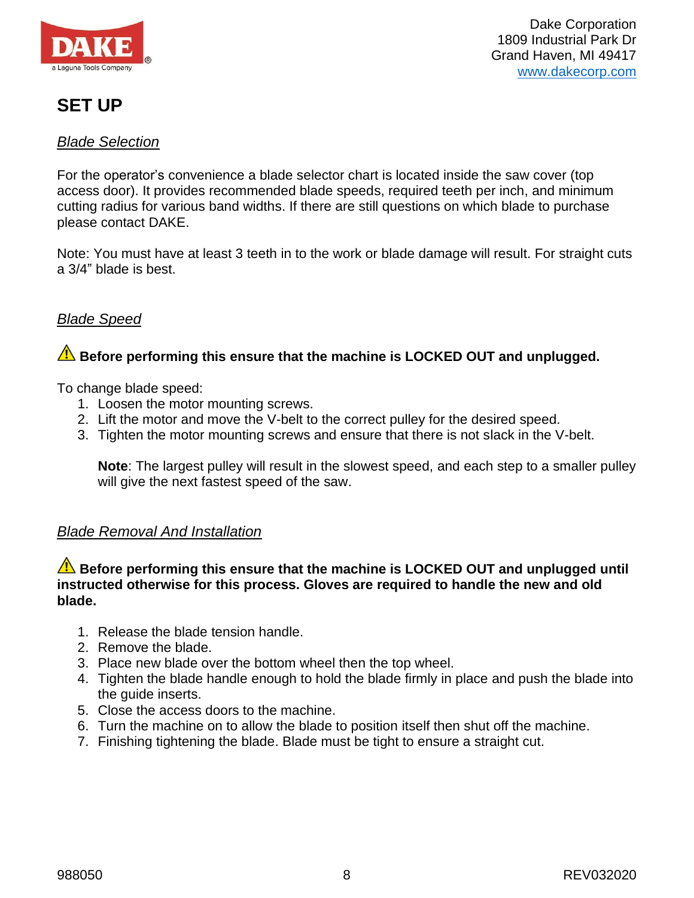# SET UP

*Blade Selection*

For the operator's convenience a blade selector chart is located inside the saw cover (top access door). It provides recommended blade speeds, required teeth per inch, and minimum cutting radius for various band widths. If there are still questions on which blade to purchase please contact DAKE.

Note: You must have at least 3 teeth in to the work or blade damage will result. For straight cuts a 3/4" blade is best.

*Blade Speed*

⚠ **Before performing this ensure that the machine is LOCKED OUT and unplugged.**

To change blade speed:

1. Loosen the motor mounting screws.
2. Lift the motor and move the V-belt to the correct pulley for the desired speed.
3. Tighten the motor mounting screws and ensure that there is not slack in the V-belt.

   **Note**: The largest pulley will result in the slowest speed, and each step to a smaller pulley will give the next fastest speed of the saw.

*Blade Removal And Installation*

⚠ **Before performing this ensure that the machine is LOCKED OUT and unplugged until instructed otherwise for this process. Gloves are required to handle the new and old blade.**

1. Release the blade tension handle.
2. Remove the blade.
3. Place new blade over the bottom wheel then the top wheel.
4. Tighten the blade handle enough to hold the blade firmly in place and push the blade into the guide inserts.
5. Close the access doors to the machine.
6. Turn the machine on to allow the blade to position itself then shut off the machine.
7. Finishing tightening the blade. Blade must be tight to ensure a straight cut.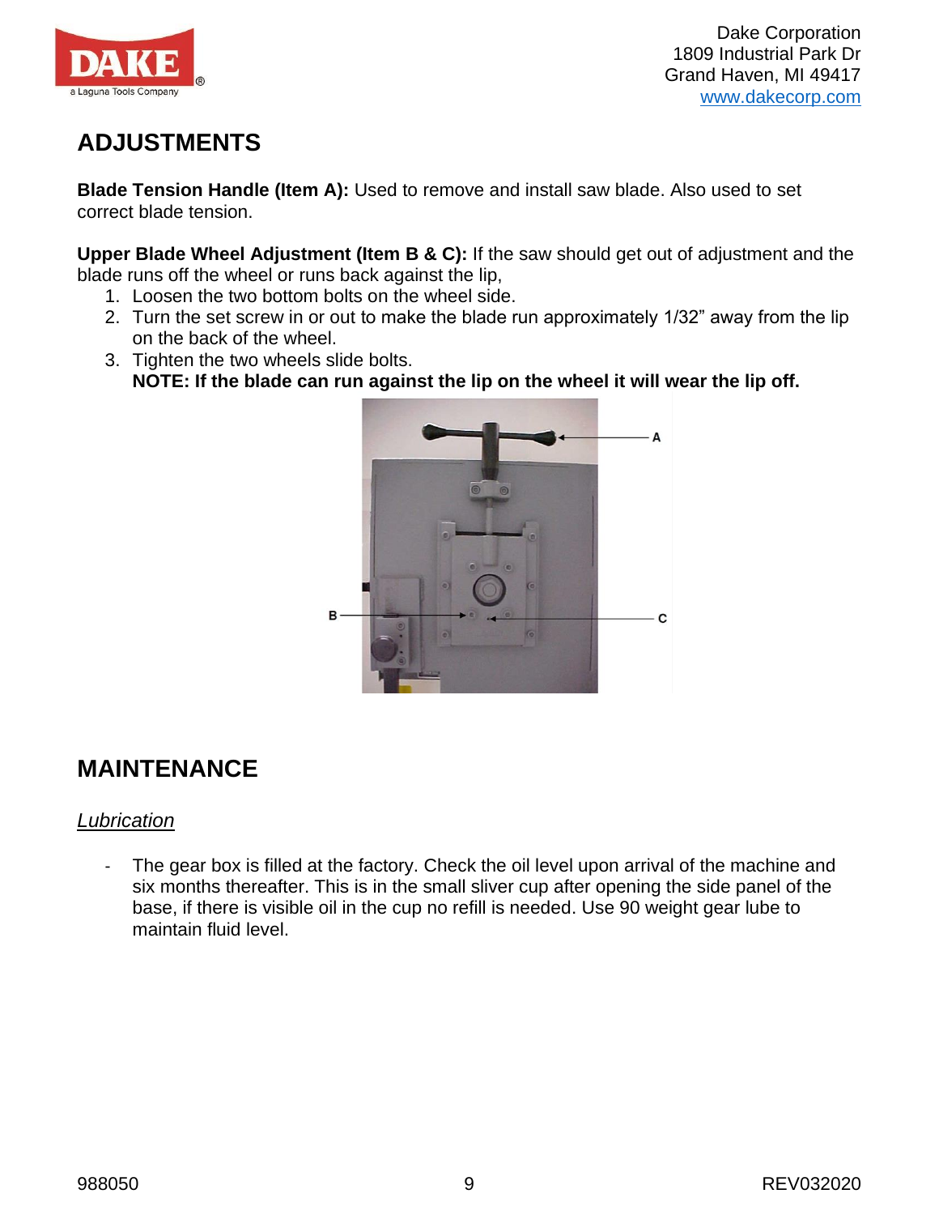## ADJUSTMENTS

**Blade Tension Handle (Item A):** Used to remove and install saw blade. Also used to set correct blade tension.

**Upper Blade Wheel Adjustment (Item B & C):** If the saw should get out of adjustment and the blade runs off the wheel or runs back against the lip,

1. Loosen the two bottom bolts on the wheel side.
2. Turn the set screw in or out to make the blade run approximately 1/32" away from the lip on the back of the wheel.
3. Tighten the two wheels slide bolts.
   **NOTE: If the blade can run against the lip on the wheel it will wear the lip off.**

## MAINTENANCE

*Lubrication*

- The gear box is filled at the factory. Check the oil level upon arrival of the machine and six months thereafter. This is in the small sliver cup after opening the side panel of the base, if there is visible oil in the cup no refill is needed. Use 90 weight gear lube to maintain fluid level.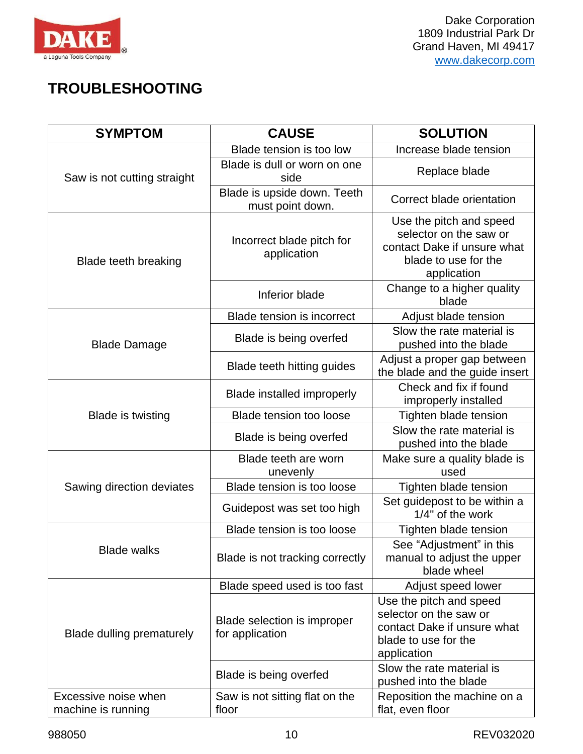# TROUBLESHOOTING

| SYMPTOM | CAUSE | SOLUTION |
|---|---|---|
| Saw is not cutting straight | Blade tension is too low | Increase blade tension |
| | Blade is dull or worn on one side | Replace blade |
| | Blade is upside down. Teeth must point down. | Correct blade orientation |
| Blade teeth breaking | Incorrect blade pitch for application | Use the pitch and speed selector on the saw or contact Dake if unsure what blade to use for the application |
| | Inferior blade | Change to a higher quality blade |
| Blade Damage | Blade tension is incorrect | Adjust blade tension |
| | Blade is being overfed | Slow the rate material is pushed into the blade |
| | Blade teeth hitting guides | Adjust a proper gap between the blade and the guide insert |
| Blade is twisting | Blade installed improperly | Check and fix if found improperly installed |
| | Blade tension too loose | Tighten blade tension |
| | Blade is being overfed | Slow the rate material is pushed into the blade |
| Sawing direction deviates | Blade teeth are worn unevenly | Make sure a quality blade is used |
| | Blade tension is too loose | Tighten blade tension |
| | Guidepost was set too high | Set guidepost to be within a 1/4" of the work |
| Blade walks | Blade tension is too loose | Tighten blade tension |
| | Blade is not tracking correctly | See “Adjustment” in this manual to adjust the upper blade wheel |
| Blade dulling prematurely | Blade speed used is too fast | Adjust speed lower |
| | Blade selection is improper for application | Use the pitch and speed selector on the saw or contact Dake if unsure what blade to use for the application |
| | Blade is being overfed | Slow the rate material is pushed into the blade |
| Excessive noise when machine is running | Saw is not sitting flat on the floor | Reposition the machine on a flat, even floor |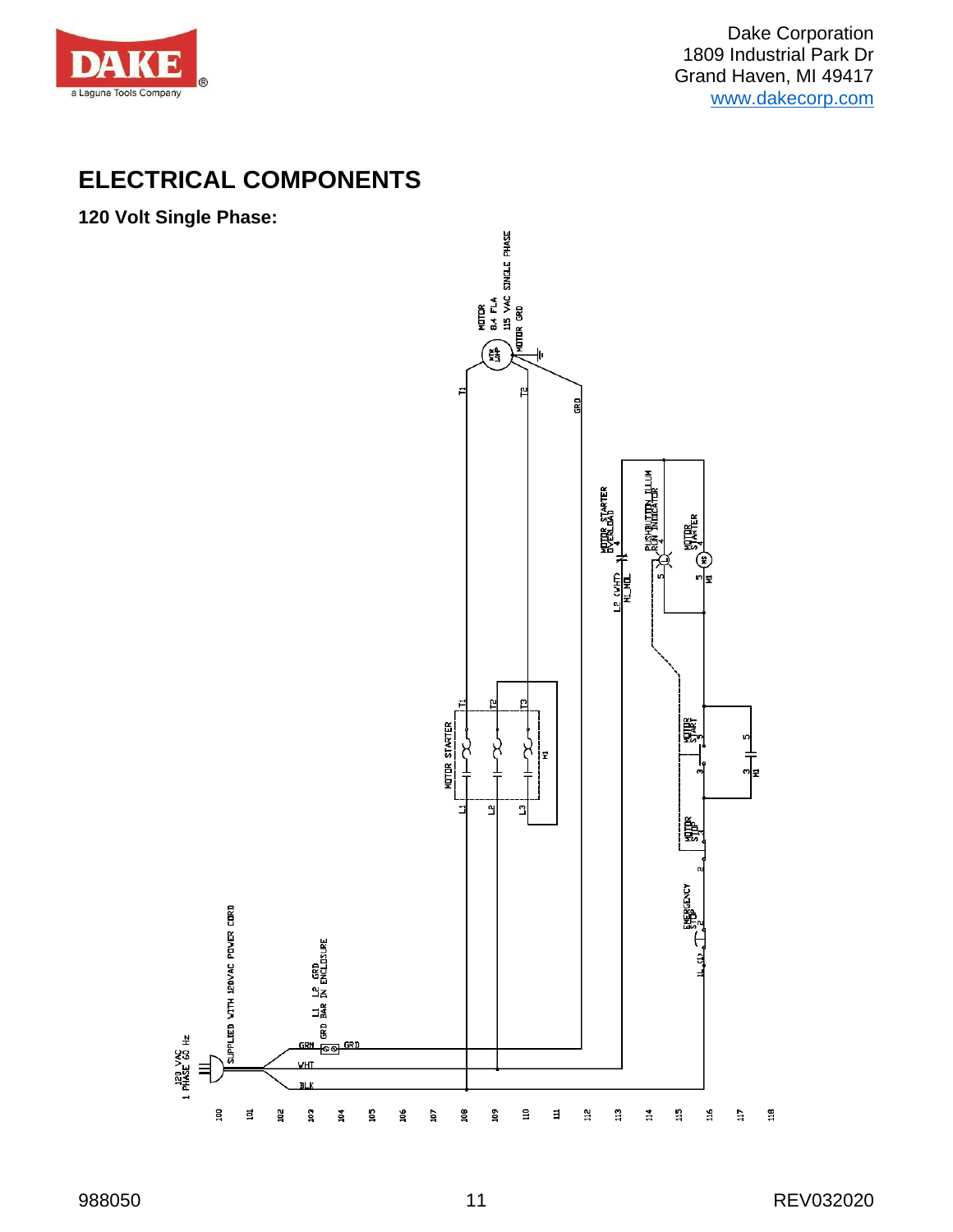# ELECTRICAL COMPONENTS

**120 Volt Single Phase:**

MOTOR
8.4 FLA
115 VAC SINGLE PHASE
MOTOR GRD

MTR
1HP

T1 T2 GRD

MOTOR STARTER OVERLOAD

PUSHBUTTON ILLUM RUN INDICATOR

MOTOR STARTER

L2 (WHT)
M1_MOL

MOTOR STARTER

T1 T2 T3
L1 L2 L3
M1

MOTOR START

MOTOR STOP

EMERGENCY STOP

1L (G1)

120 VAC
1 PHASE 60 Hz

SUPPLIED WITH 120VAC POWER CORD

L1 L2 GRD
GRD BAR IN ENCLOSURE

GRN GRD
WHT
BLK

100 101 102 103 104 105 106 107 108 109 110 111 112 113 114 115 116 117 118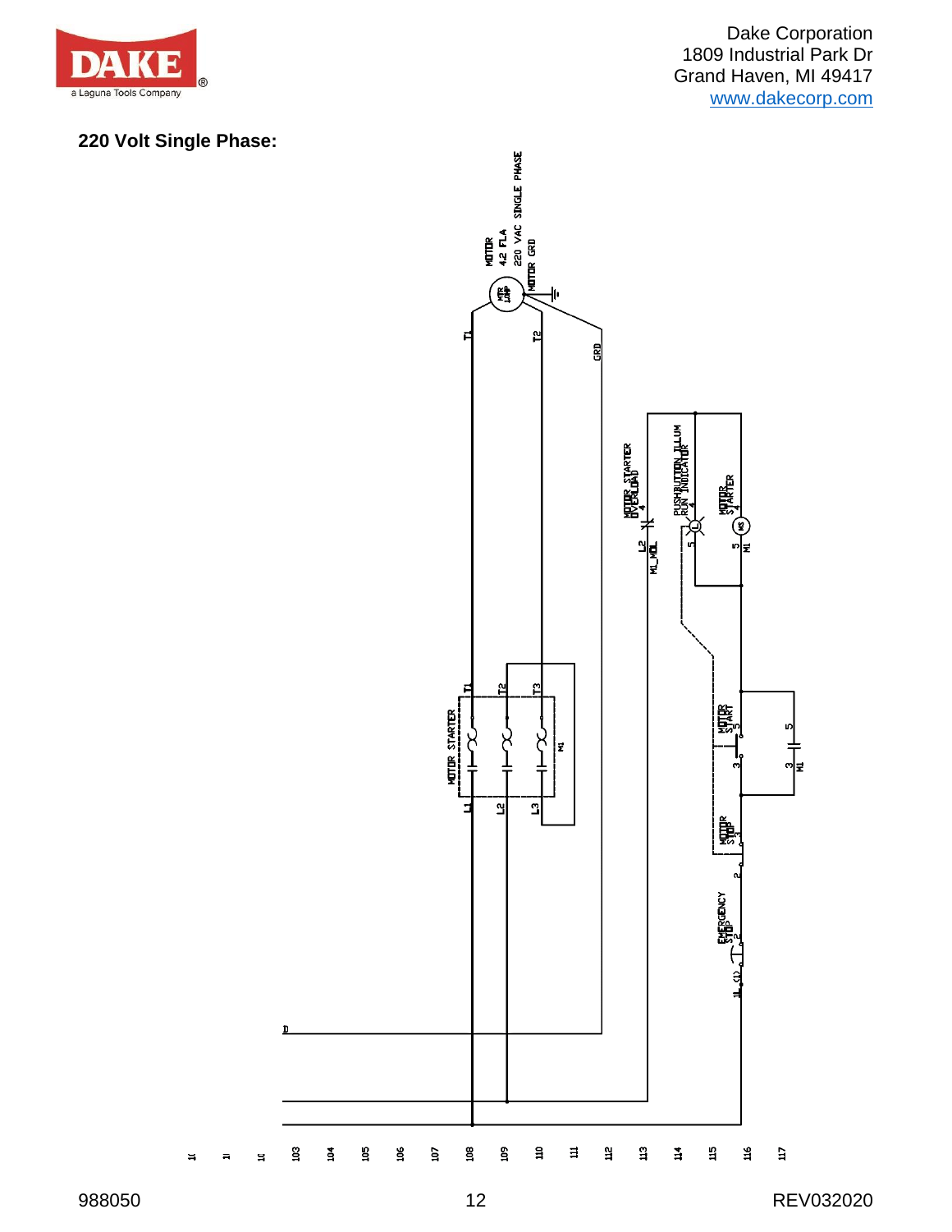## 220 Volt Single Phase:

MOTOR
4.2 FLA
220 VAC SINGLE PHASE
MOTOR GRD

MTR 1AMP

T1
T2
GRD

MOTOR STARTER OVERLOAD
4
L2
M1_MOL

PUSHBUTTON ILLUM RUN INDICATOR
4
L
5

MOTOR STARTER
4
MS
5
M1

MOTOR STARTER
T1
T2
T3
L1
L2
L3
M1

MOTOR START
5
3

5
3
M1

MOTOR STOP
3
2

EMERGENCY STOP
2
1L (1)

D

103
104
105
106
107
108
109
110
111
112
113
114
115
116
117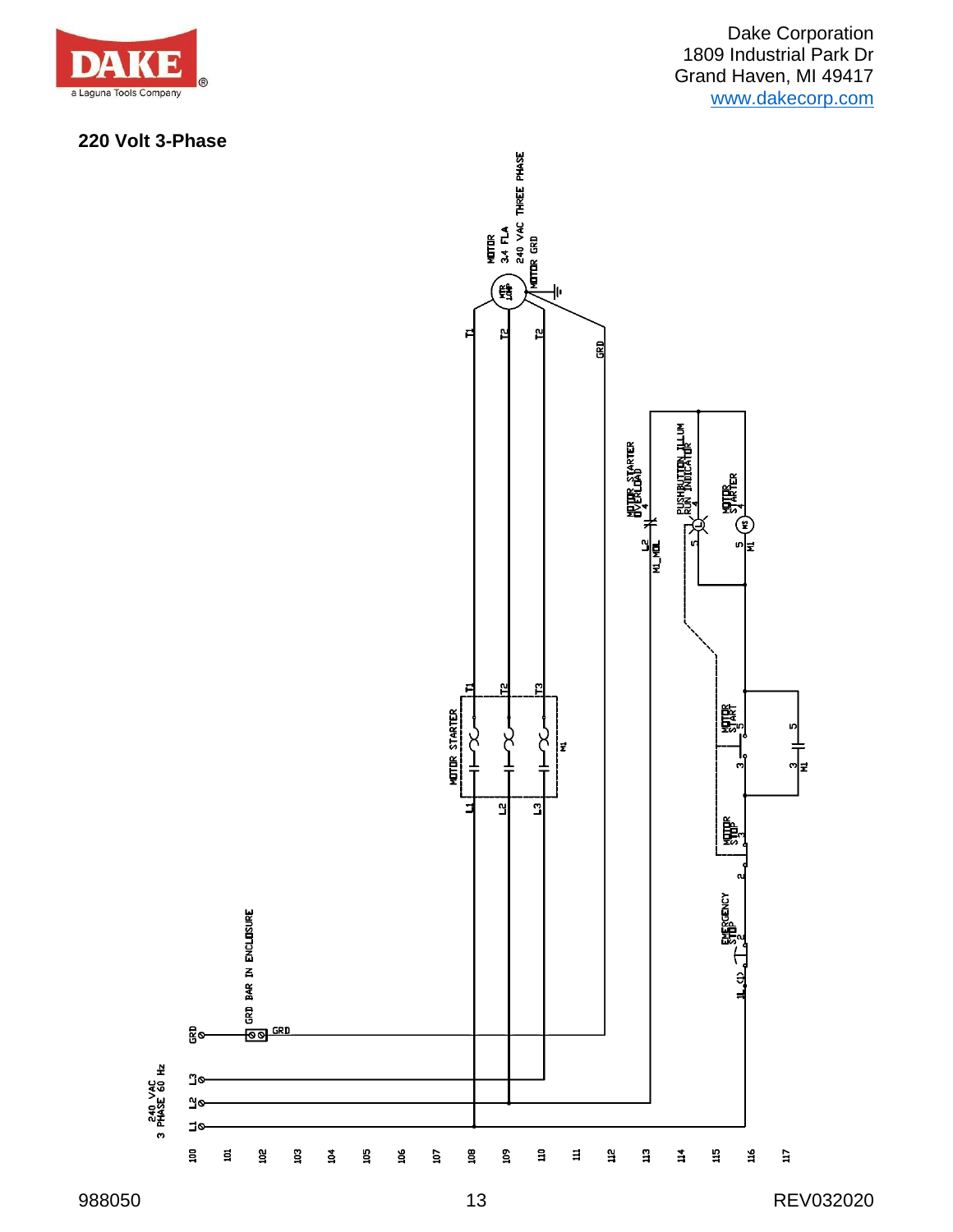## 220 Volt 3-Phase

MOTOR
3.4 FLA
240 VAC THREE PHASE
MOTOR GRD

MTR 1HP

T1 T2 T2

GRD

MOTOR STARTER OVERLOAD

L2 4

M1_MOL

PUSHBUTTON ILLUM RUN INDICATOR

4 5

MOTOR STARTER

4 5 M1

MOTOR STARTER

T1 T2 T3

L1 L2 L3

M1

MOTOR START

3 5

5 3 M1

MOTOR STOP

2 3

EMERGENCY STOP

1L (1) 2

GRD BAR IN ENCLOSURE

GRD

GRD

L3
L2
L1

240 VAC
3 PHASE 60 Hz

100 101 102 103 104 105 106 107 108 109 110 111 112 113 114 115 116 117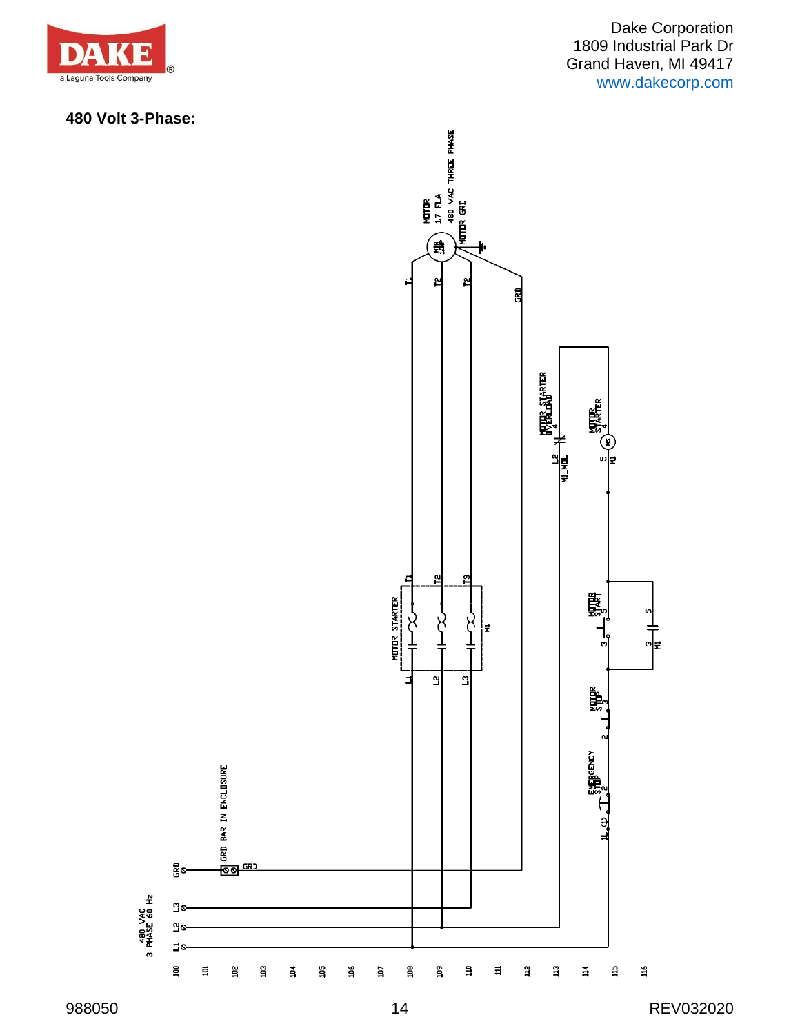### 480 Volt 3-Phase:

480 VAC
3 PHASE 60 Hz

L1
L2
L3
GRD

GRD BAR IN ENCLOSURE
GRD

MOTOR STARTER
L1 L2 L3
T1 T2 T3
M1

MOTOR
17 FLA
480 VAC THREE PHASE
MOTOR GRD
MTR 1HP

T1 T2 T2
GRD

EMERGENCY STOP
1L (1) 2

MOTOR STOP
2 3

MOTOR START
3 5

3 M1 5

MOTOR STARTER
MS
5 M1 4

MOTOR STARTER OVERLOAD
L2 M1_MOL 4

100 101 102 103 104 105 106 107 108 109 110 111 112 113 114 115 116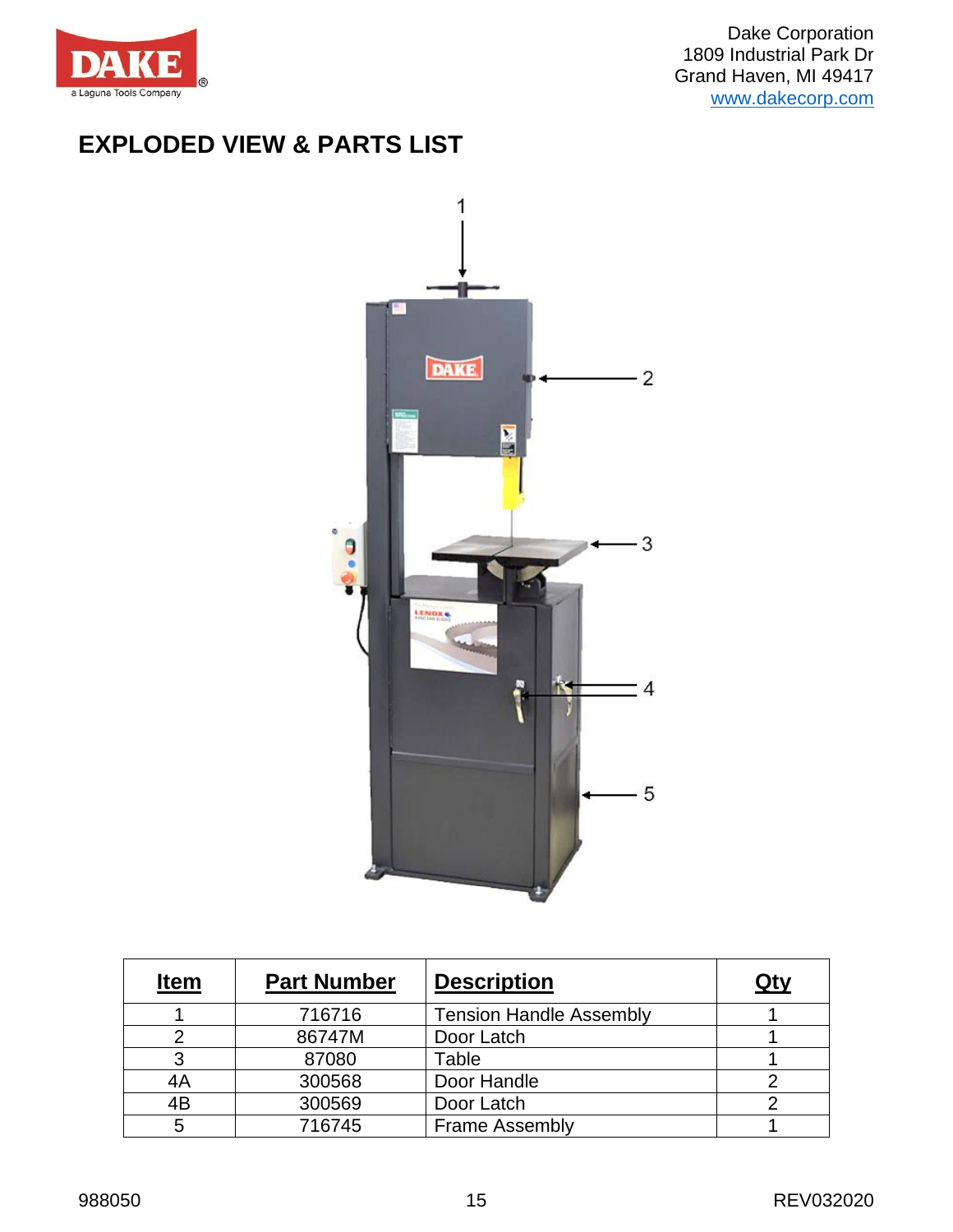Dake Corporation
1809 Industrial Park Dr
Grand Haven, MI 49417
www.dakecorp.com

# EXPLODED VIEW & PARTS LIST

| Item | Part Number | Description | Qty |
|---|---|---|---|
| 1 | 716716 | Tension Handle Assembly | 1 |
| 2 | 86747M | Door Latch | 1 |
| 3 | 87080 | Table | 1 |
| 4A | 300568 | Door Handle | 2 |
| 4B | 300569 | Door Latch | 2 |
| 5 | 716745 | Frame Assembly | 1 |

988050 REV032020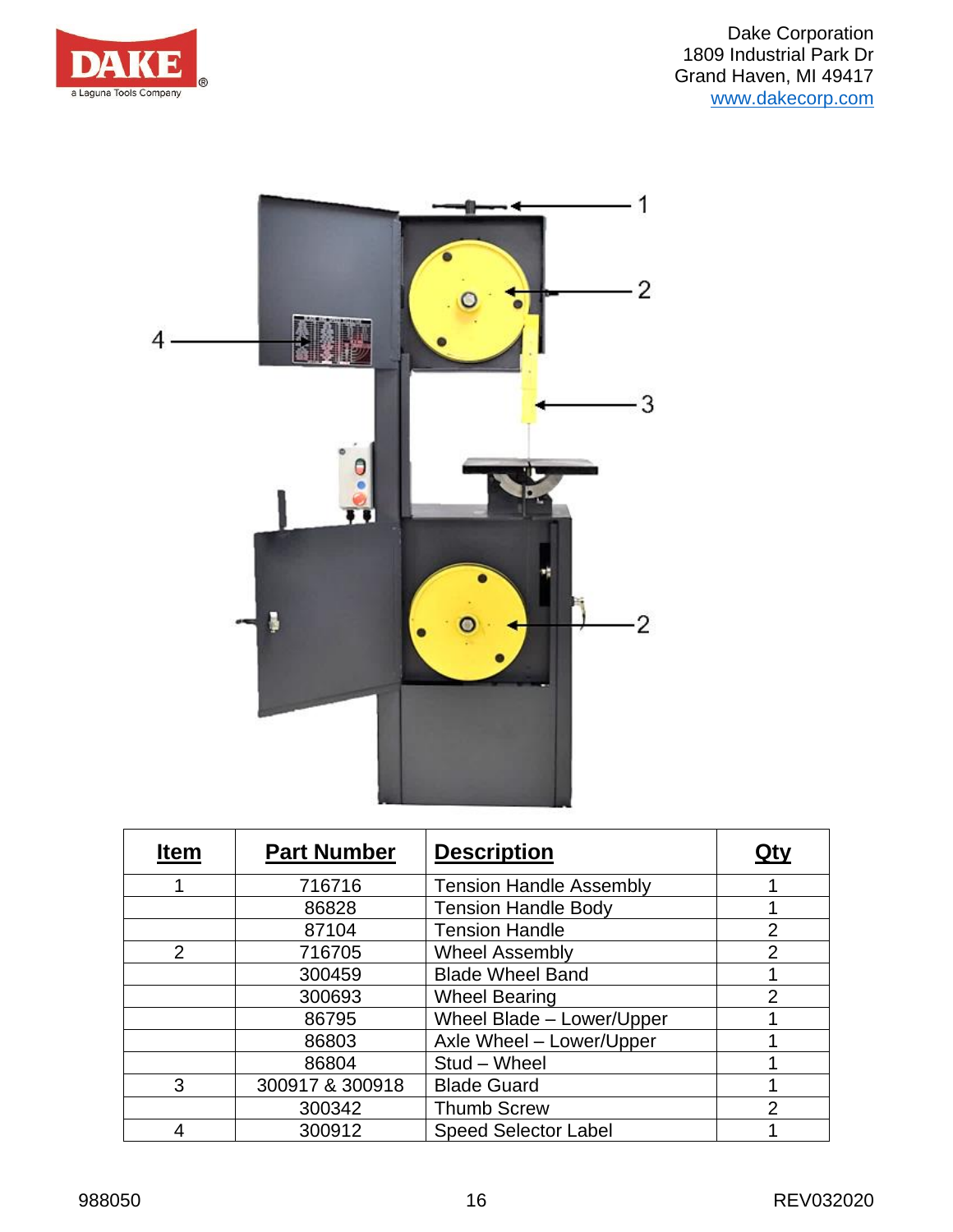| Item | Part Number | Description | Qty |
|---|---|---|---|
| 1 | 716716 | Tension Handle Assembly | 1 |
| | 86828 | Tension Handle Body | 1 |
| | 87104 | Tension Handle | 2 |
| 2 | 716705 | Wheel Assembly | 2 |
| | 300459 | Blade Wheel Band | 1 |
| | 300693 | Wheel Bearing | 2 |
| | 86795 | Wheel Blade – Lower/Upper | 1 |
| | 86803 | Axle Wheel – Lower/Upper | 1 |
| | 86804 | Stud – Wheel | 1 |
| 3 | 300917 & 300918 | Blade Guard | 1 |
| | 300342 | Thumb Screw | 2 |
| 4 | 300912 | Speed Selector Label | 1 |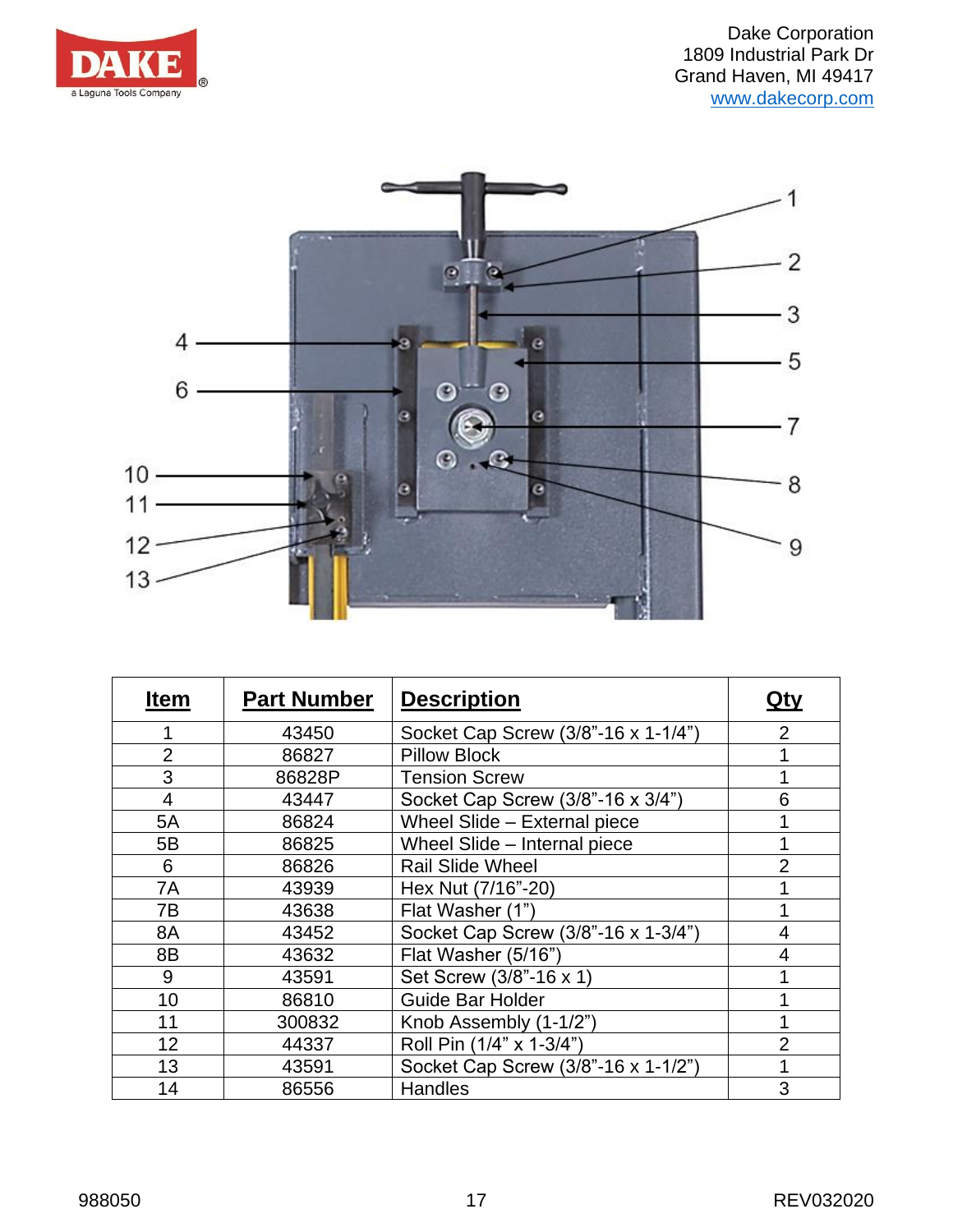| Item | Part Number | Description | Qty |
|---|---|---|---|
| 1 | 43450 | Socket Cap Screw (3/8"-16 x 1-1/4") | 2 |
| 2 | 86827 | Pillow Block | 1 |
| 3 | 86828P | Tension Screw | 1 |
| 4 | 43447 | Socket Cap Screw (3/8"-16 x 3/4") | 6 |
| 5A | 86824 | Wheel Slide – External piece | 1 |
| 5B | 86825 | Wheel Slide – Internal piece | 1 |
| 6 | 86826 | Rail Slide Wheel | 2 |
| 7A | 43939 | Hex Nut (7/16"-20) | 1 |
| 7B | 43638 | Flat Washer (1") | 1 |
| 8A | 43452 | Socket Cap Screw (3/8"-16 x 1-3/4") | 4 |
| 8B | 43632 | Flat Washer (5/16") | 4 |
| 9 | 43591 | Set Screw (3/8"-16 x 1) | 1 |
| 10 | 86810 | Guide Bar Holder | 1 |
| 11 | 300832 | Knob Assembly (1-1/2") | 1 |
| 12 | 44337 | Roll Pin (1/4" x 1-3/4") | 2 |
| 13 | 43591 | Socket Cap Screw (3/8"-16 x 1-1/2") | 1 |
| 14 | 86556 | Handles | 3 |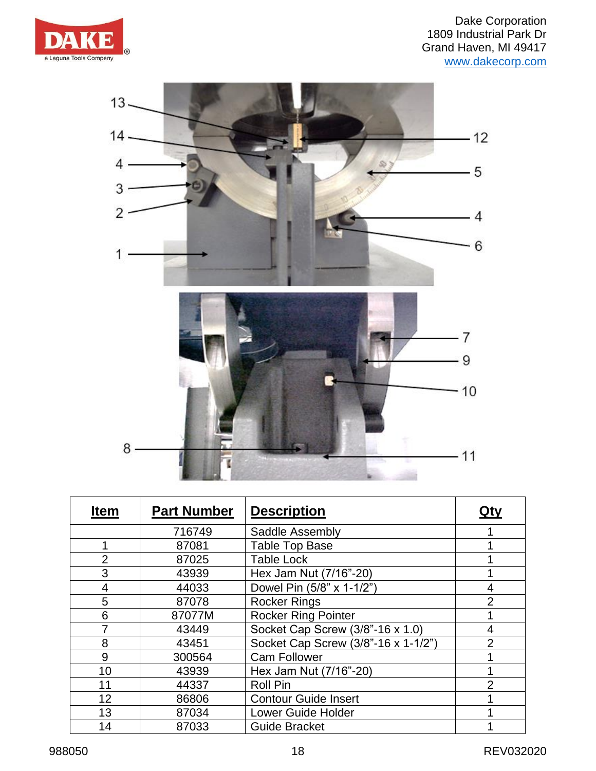| Item | Part Number | Description | Qty |
|---|---|---|---|
| | 716749 | Saddle Assembly | 1 |
| 1 | 87081 | Table Top Base | 1 |
| 2 | 87025 | Table Lock | 1 |
| 3 | 43939 | Hex Jam Nut (7/16”-20) | 1 |
| 4 | 44033 | Dowel Pin (5/8” x 1-1/2”) | 4 |
| 5 | 87078 | Rocker Rings | 2 |
| 6 | 87077M | Rocker Ring Pointer | 1 |
| 7 | 43449 | Socket Cap Screw (3/8”-16 x 1.0) | 4 |
| 8 | 43451 | Socket Cap Screw (3/8”-16 x 1-1/2”) | 2 |
| 9 | 300564 | Cam Follower | 1 |
| 10 | 43939 | Hex Jam Nut (7/16”-20) | 1 |
| 11 | 44337 | Roll Pin | 2 |
| 12 | 86806 | Contour Guide Insert | 1 |
| 13 | 87034 | Lower Guide Holder | 1 |
| 14 | 87033 | Guide Bracket | 1 |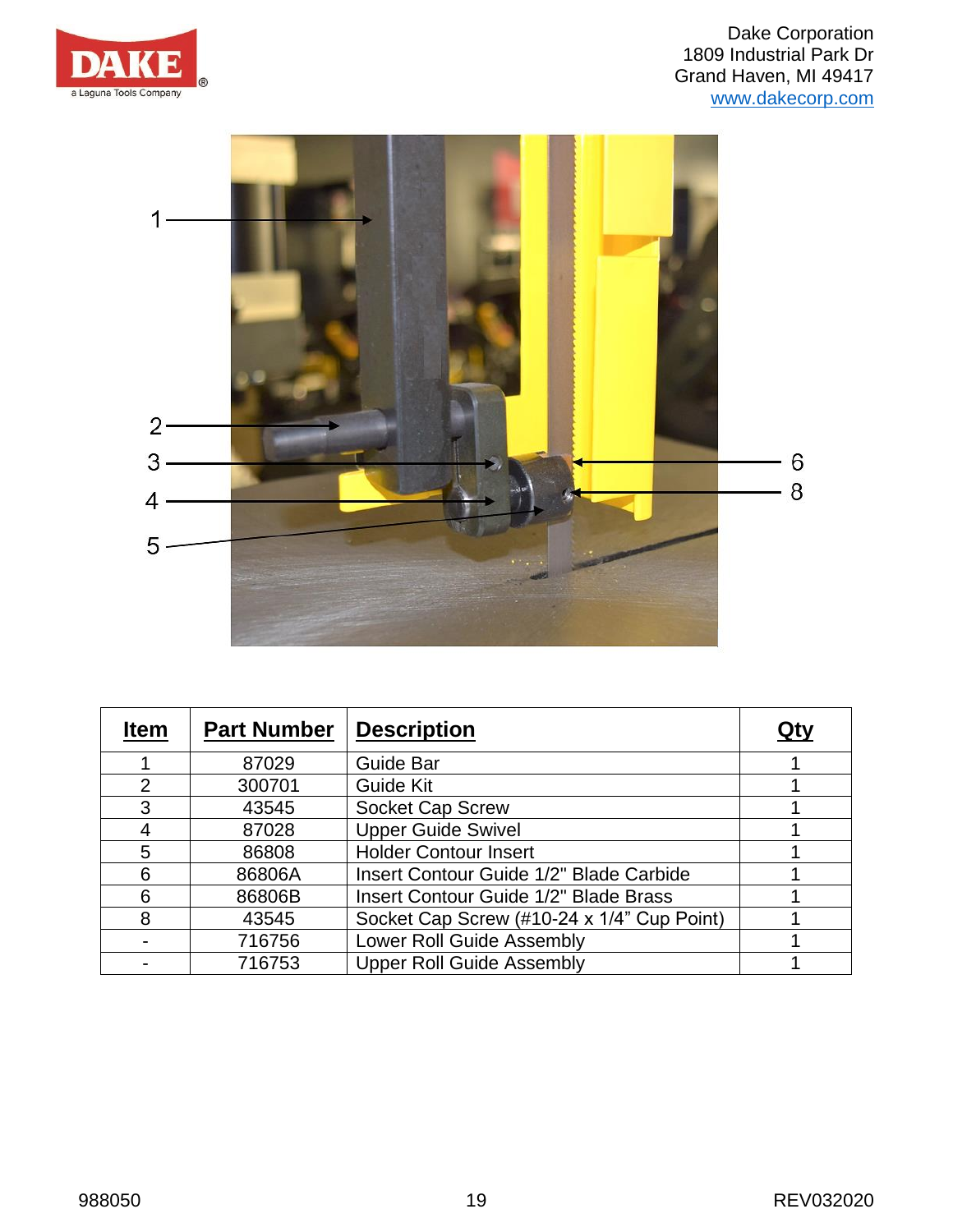| Item | Part Number | Description | Qty |
|---|---|---|---|
| 1 | 87029 | Guide Bar | 1 |
| 2 | 300701 | Guide Kit | 1 |
| 3 | 43545 | Socket Cap Screw | 1 |
| 4 | 87028 | Upper Guide Swivel | 1 |
| 5 | 86808 | Holder Contour Insert | 1 |
| 6 | 86806A | Insert Contour Guide 1/2" Blade Carbide | 1 |
| 6 | 86806B | Insert Contour Guide 1/2" Blade Brass | 1 |
| 8 | 43545 | Socket Cap Screw (#10-24 x 1/4" Cup Point) | 1 |
| - | 716756 | Lower Roll Guide Assembly | 1 |
| - | 716753 | Upper Roll Guide Assembly | 1 |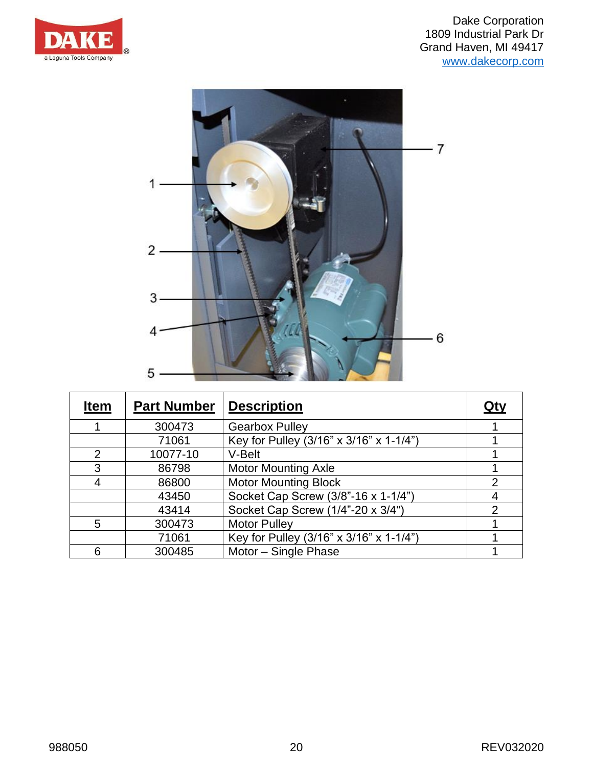Dake Corporation
1809 Industrial Park Dr
Grand Haven, MI 49417
www.dakecorp.com

| Item | Part Number | Description | Qty |
|---|---|---|---|
| 1 | 300473 | Gearbox Pulley | 1 |
| | 71061 | Key for Pulley (3/16" x 3/16" x 1-1/4") | 1 |
| 2 | 10077-10 | V-Belt | 1 |
| 3 | 86798 | Motor Mounting Axle | 1 |
| 4 | 86800 | Motor Mounting Block | 2 |
| | 43450 | Socket Cap Screw (3/8"-16 x 1-1/4") | 4 |
| | 43414 | Socket Cap Screw (1/4"-20 x 3/4") | 2 |
| 5 | 300473 | Motor Pulley | 1 |
| | 71061 | Key for Pulley (3/16" x 3/16" x 1-1/4") | 1 |
| 6 | 300485 | Motor – Single Phase | 1 |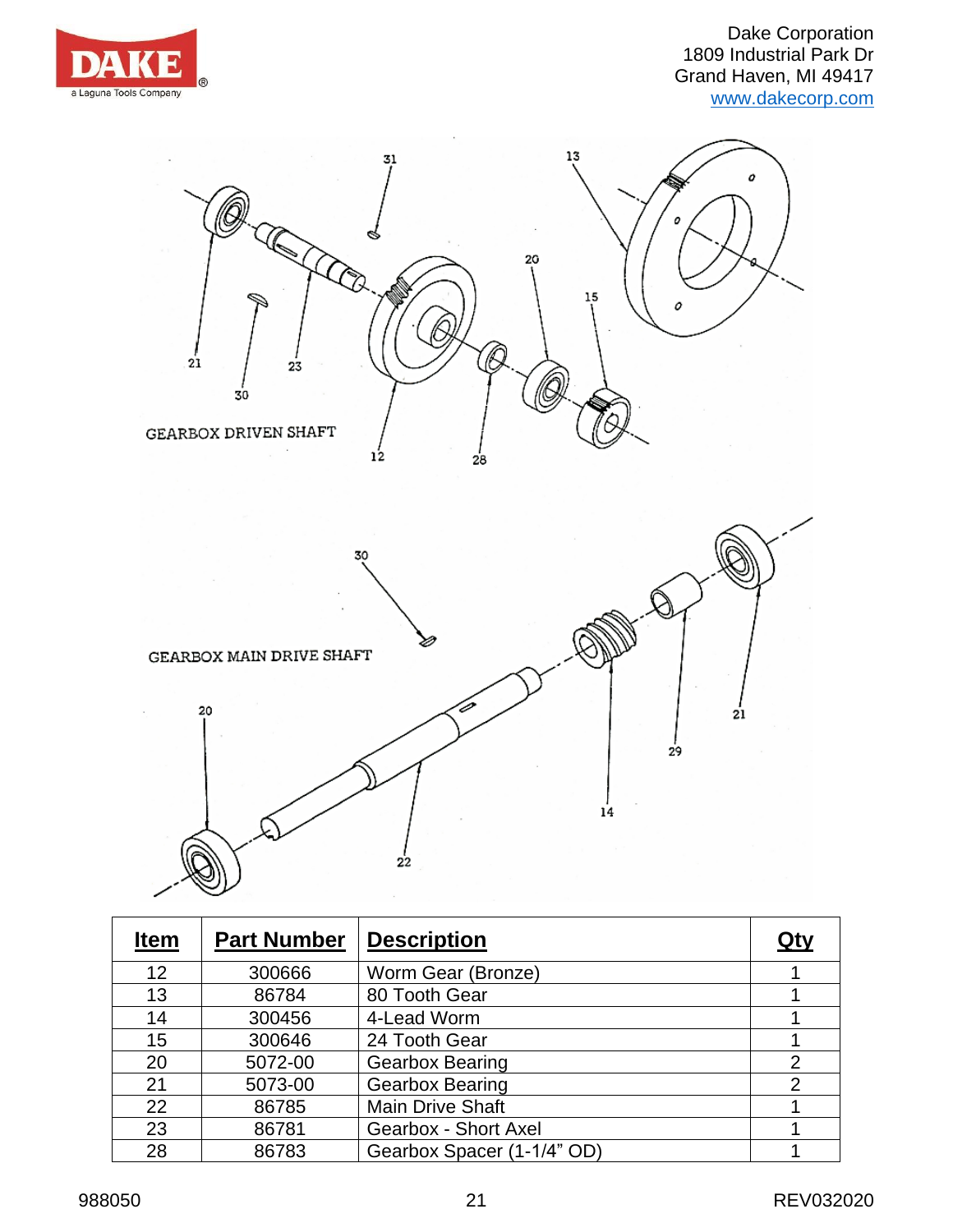GEARBOX DRIVEN SHAFT

GEARBOX MAIN DRIVE SHAFT

| Item | Part Number | Description | Qty |
|---|---|---|---|
| 12 | 300666 | Worm Gear (Bronze) | 1 |
| 13 | 86784 | 80 Tooth Gear | 1 |
| 14 | 300456 | 4-Lead Worm | 1 |
| 15 | 300646 | 24 Tooth Gear | 1 |
| 20 | 5072-00 | Gearbox Bearing | 2 |
| 21 | 5073-00 | Gearbox Bearing | 2 |
| 22 | 86785 | Main Drive Shaft | 1 |
| 23 | 86781 | Gearbox - Short Axel | 1 |
| 28 | 86783 | Gearbox Spacer (1-1/4" OD) | 1 |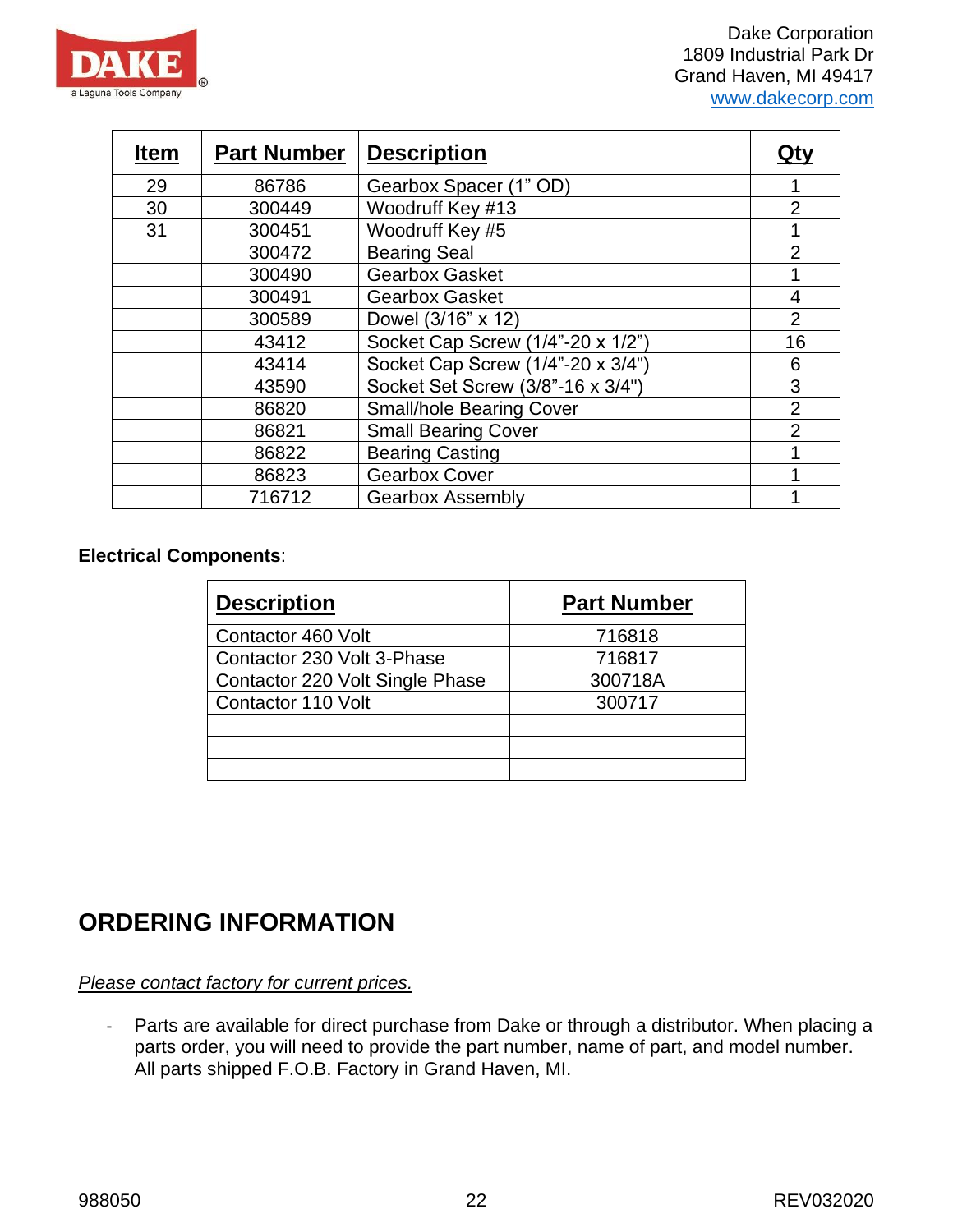| Item | Part Number | Description | Qty |
|---|---|---|---|
| 29 | 86786 | Gearbox Spacer (1" OD) | 1 |
| 30 | 300449 | Woodruff Key #13 | 2 |
| 31 | 300451 | Woodruff Key #5 | 1 |
| | 300472 | Bearing Seal | 2 |
| | 300490 | Gearbox Gasket | 1 |
| | 300491 | Gearbox Gasket | 4 |
| | 300589 | Dowel (3/16" x 12) | 2 |
| | 43412 | Socket Cap Screw (1/4"-20 x 1/2") | 16 |
| | 43414 | Socket Cap Screw (1/4"-20 x 3/4") | 6 |
| | 43590 | Socket Set Screw (3/8"-16 x 3/4") | 3 |
| | 86820 | Small/hole Bearing Cover | 2 |
| | 86821 | Small Bearing Cover | 2 |
| | 86822 | Bearing Casting | 1 |
| | 86823 | Gearbox Cover | 1 |
| | 716712 | Gearbox Assembly | 1 |

**Electrical Components**:

| Description | Part Number |
|---|---|
| Contactor 460 Volt | 716818 |
| Contactor 230 Volt 3-Phase | 716817 |
| Contactor 220 Volt Single Phase | 300718A |
| Contactor 110 Volt | 300717 |
| | |
| | |
| | |

## ORDERING INFORMATION

*Please contact factory for current prices.*

- Parts are available for direct purchase from Dake or through a distributor. When placing a parts order, you will need to provide the part number, name of part, and model number. All parts shipped F.O.B. Factory in Grand Haven, MI.